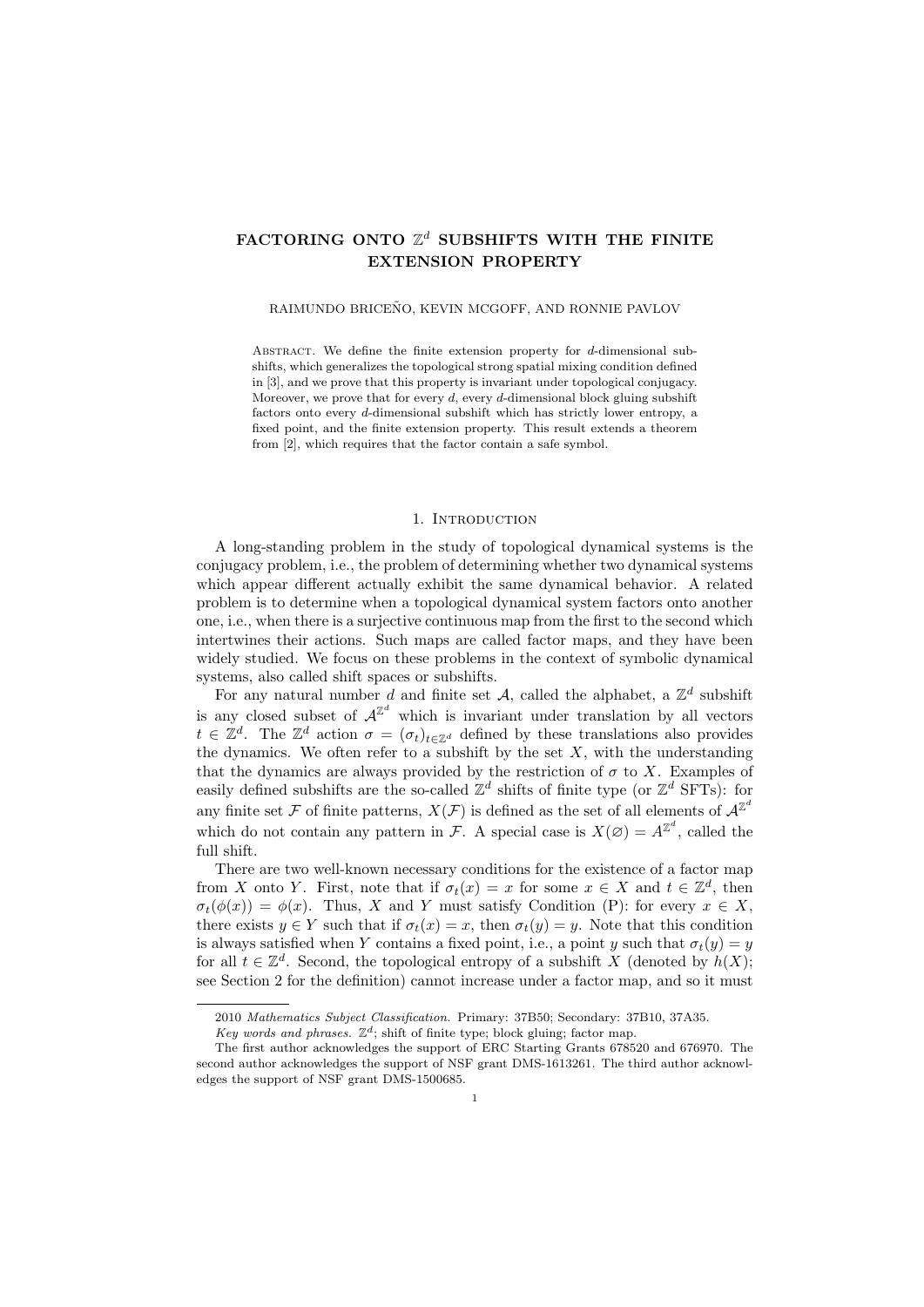# FACTORING ONTO $\mathbb{Z}^d$ SUBSHIFTS WITH THE FINITE EXTENSION PROPERTY

RAIMUNDO BRICEÑO, KEVIN MCGOFF, AND RONNIE PAVLOV

Abstract. We define the finite extension property for $d$-dimensional subshifts, which generalizes the topological strong spatial mixing condition defined in [3], and we prove that this property is invariant under topological conjugacy. Moreover, we prove that for every $d$, every $d$-dimensional block gluing subshift factors onto every $d$-dimensional subshift which has strictly lower entropy, a fixed point, and the finite extension property. This result extends a theorem from [2], which requires that the factor contain a safe symbol.

## 1. Introduction

A long-standing problem in the study of topological dynamical systems is the conjugacy problem, i.e., the problem of determining whether two dynamical systems which appear different actually exhibit the same dynamical behavior. A related problem is to determine when a topological dynamical system factors onto another one, i.e., when there is a surjective continuous map from the first to the second which intertwines their actions. Such maps are called factor maps, and they have been widely studied. We focus on these problems in the context of symbolic dynamical systems, also called shift spaces or subshifts.

For any natural number $d$ and finite set $\mathcal{A}$, called the alphabet, a $\mathbb{Z}^d$ subshift is any closed subset of $\mathcal{A}^{\mathbb{Z}^d}$ which is invariant under translation by all vectors $t \in \mathbb{Z}^d$. The $\mathbb{Z}^d$ action $\sigma = (\sigma_t)_{t\in\mathbb{Z}^d}$ defined by these translations also provides the dynamics. We often refer to a subshift by the set $X$, with the understanding that the dynamics are always provided by the restriction of $\sigma$ to $X$. Examples of easily defined subshifts are the so-called $\mathbb{Z}^d$ shifts of finite type (or $\mathbb{Z}^d$ SFTs): for any finite set $\mathcal{F}$ of finite patterns, $X(\mathcal{F})$ is defined as the set of all elements of $\mathcal{A}^{\mathbb{Z}^d}$ which do not contain any pattern in $\mathcal{F}$. A special case is $X(\varnothing) = A^{\mathbb{Z}^d}$, called the full shift.

There are two well-known necessary conditions for the existence of a factor map from $X$ onto $Y$. First, note that if $\sigma_t(x) = x$ for some $x \in X$ and $t \in \mathbb{Z}^d$, then $\sigma_t(\phi(x)) = \phi(x)$. Thus, $X$ and $Y$ must satisfy Condition (P): for every $x \in X$, there exists $y \in Y$ such that if $\sigma_t(x) = x$, then $\sigma_t(y) = y$. Note that this condition is always satisfied when $Y$ contains a fixed point, i.e., a point $y$ such that $\sigma_t(y) = y$ for all $t \in \mathbb{Z}^d$. Second, the topological entropy of a subshift $X$ (denoted by $h(X)$; see Section 2 for the definition) cannot increase under a factor map, and so it must

---

2010 *Mathematics Subject Classification.* Primary: 37B50; Secondary: 37B10, 37A35.

*Key words and phrases.* $\mathbb{Z}^d$; shift of finite type; block gluing; factor map.

The first author acknowledges the support of ERC Starting Grants 678520 and 676970. The second author acknowledges the support of NSF grant DMS-1613261. The third author acknowledges the support of NSF grant DMS-1500685.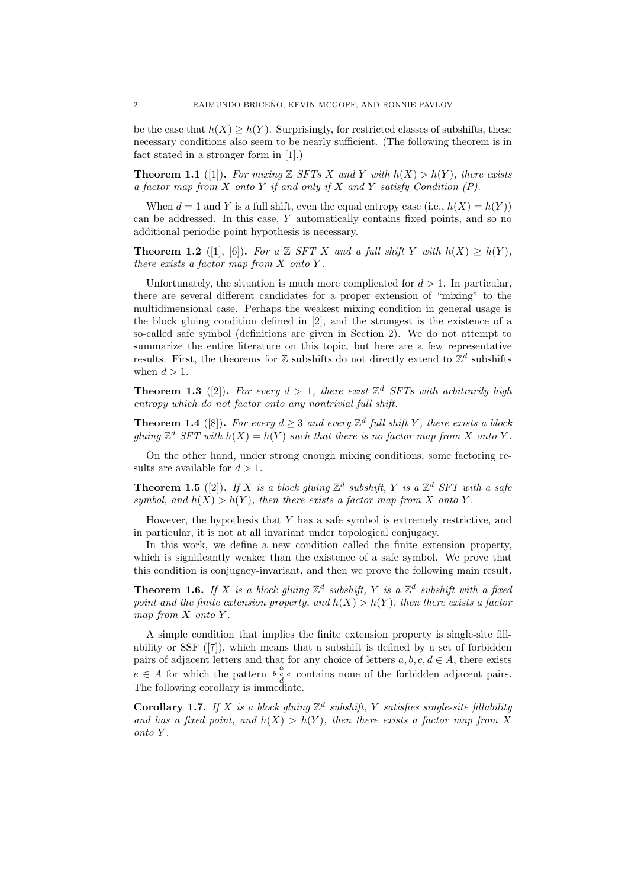be the case that $h(X) \geq h(Y)$. Surprisingly, for restricted classes of subshifts, these necessary conditions also seem to be nearly sufficient. (The following theorem is in fact stated in a stronger form in [1].)

**Theorem 1.1** ([1])**.** *For mixing $\mathbb{Z}$ SFTs $X$ and $Y$ with $h(X) > h(Y)$, there exists a factor map from $X$ onto $Y$ if and only if $X$ and $Y$ satisfy Condition (P).*

When $d = 1$ and $Y$ is a full shift, even the equal entropy case (i.e., $h(X) = h(Y)$) can be addressed. In this case, $Y$ automatically contains fixed points, and so no additional periodic point hypothesis is necessary.

**Theorem 1.2** ([1], [6])**.** *For a $\mathbb{Z}$ SFT $X$ and a full shift $Y$ with $h(X) \geq h(Y)$, there exists a factor map from $X$ onto $Y$.*

Unfortunately, the situation is much more complicated for $d > 1$. In particular, there are several different candidates for a proper extension of "mixing" to the multidimensional case. Perhaps the weakest mixing condition in general usage is the block gluing condition defined in [2], and the strongest is the existence of a so-called safe symbol (definitions are given in Section 2). We do not attempt to summarize the entire literature on this topic, but here are a few representative results. First, the theorems for $\mathbb{Z}$ subshifts do not directly extend to $\mathbb{Z}^d$ subshifts when $d > 1$.

**Theorem 1.3** ([2])**.** *For every $d > 1$, there exist $\mathbb{Z}^d$ SFTs with arbitrarily high entropy which do not factor onto any nontrivial full shift.*

**Theorem 1.4** ([8])**.** *For every $d \geq 3$ and every $\mathbb{Z}^d$ full shift $Y$, there exists a block gluing $\mathbb{Z}^d$ SFT with $h(X) = h(Y)$ such that there is no factor map from $X$ onto $Y$.*

On the other hand, under strong enough mixing conditions, some factoring results are available for $d > 1$.

**Theorem 1.5** ([2])**.** *If $X$ is a block gluing $\mathbb{Z}^d$ subshift, $Y$ is a $\mathbb{Z}^d$ SFT with a safe symbol, and $h(X) > h(Y)$, then there exists a factor map from $X$ onto $Y$.*

However, the hypothesis that $Y$ has a safe symbol is extremely restrictive, and in particular, it is not at all invariant under topological conjugacy.

In this work, we define a new condition called the finite extension property, which is significantly weaker than the existence of a safe symbol. We prove that this condition is conjugacy-invariant, and then we prove the following main result.

**Theorem 1.6.** *If $X$ is a block gluing $\mathbb{Z}^d$ subshift, $Y$ is a $\mathbb{Z}^d$ subshift with a fixed point and the finite extension property, and $h(X) > h(Y)$, then there exists a factor map from $X$ onto $Y$.*

A simple condition that implies the finite extension property is single-site fillability or SSF ([7]), which means that a subshift is defined by a set of forbidden pairs of adjacent letters and that for any choice of letters $a, b, c, d \in A$, there exists $e \in A$ for which the pattern $\begin{smallmatrix} & a & \\ b & e & c \\ & d & \end{smallmatrix}$ contains none of the forbidden adjacent pairs. The following corollary is immediate.

**Corollary 1.7.** *If $X$ is a block gluing $\mathbb{Z}^d$ subshift, $Y$ satisfies single-site fillability and has a fixed point, and $h(X) > h(Y)$, then there exists a factor map from $X$ onto $Y$.*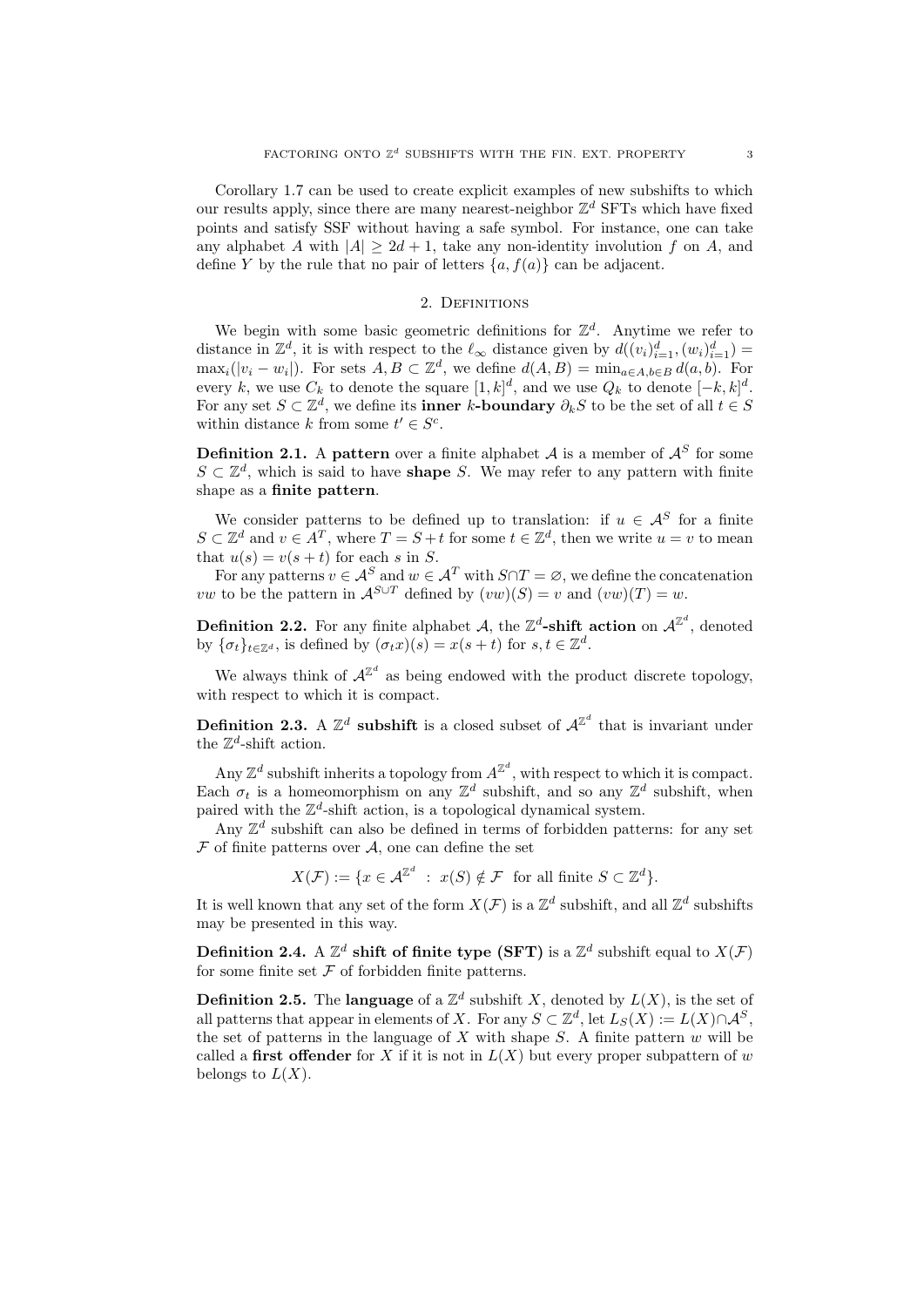Corollary 1.7 can be used to create explicit examples of new subshifts to which our results apply, since there are many nearest-neighbor $\mathbb{Z}^d$ SFTs which have fixed points and satisfy SSF without having a safe symbol. For instance, one can take any alphabet $A$ with $|A| \geq 2d+1$, take any non-identity involution $f$ on $A$, and define $Y$ by the rule that no pair of letters $\{a, f(a)\}$ can be adjacent.

## 2. Definitions

We begin with some basic geometric definitions for $\mathbb{Z}^d$. Anytime we refer to distance in $\mathbb{Z}^d$, it is with respect to the $\ell_\infty$ distance given by $d((v_i)_{i=1}^d, (w_i)_{i=1}^d) = \max_i(|v_i - w_i|)$. For sets $A, B \subset \mathbb{Z}^d$, we define $d(A, B) = \min_{a \in A, b \in B} d(a, b)$. For every $k$, we use $C_k$ to denote the square $[1, k]^d$, and we use $Q_k$ to denote $[-k, k]^d$. For any set $S \subset \mathbb{Z}^d$, we define its **inner** $k$**-boundary** $\partial_k S$ to be the set of all $t \in S$ within distance $k$ from some $t' \in S^c$.

**Definition 2.1.** A **pattern** over a finite alphabet $\mathcal{A}$ is a member of $\mathcal{A}^S$ for some $S \subset \mathbb{Z}^d$, which is said to have **shape** $S$. We may refer to any pattern with finite shape as a **finite pattern**.

We consider patterns to be defined up to translation: if $u \in \mathcal{A}^S$ for a finite $S \subset \mathbb{Z}^d$ and $v \in A^T$, where $T = S + t$ for some $t \in \mathbb{Z}^d$, then we write $u = v$ to mean that $u(s) = v(s+t)$ for each $s$ in $S$.

For any patterns $v \in \mathcal{A}^S$ and $w \in \mathcal{A}^T$ with $S \cap T = \varnothing$, we define the concatenation $vw$ to be the pattern in $\mathcal{A}^{S \cup T}$ defined by $(vw)(S) = v$ and $(vw)(T) = w$.

**Definition 2.2.** For any finite alphabet $\mathcal{A}$, the $\mathbb{Z}^d$**-shift action** on $\mathcal{A}^{\mathbb{Z}^d}$, denoted by $\{\sigma_t\}_{t \in \mathbb{Z}^d}$, is defined by $(\sigma_t x)(s) = x(s+t)$ for $s, t \in \mathbb{Z}^d$.

We always think of $\mathcal{A}^{\mathbb{Z}^d}$ as being endowed with the product discrete topology, with respect to which it is compact.

**Definition 2.3.** A $\mathbb{Z}^d$ **subshift** is a closed subset of $\mathcal{A}^{\mathbb{Z}^d}$ that is invariant under the $\mathbb{Z}^d$-shift action.

Any $\mathbb{Z}^d$ subshift inherits a topology from $A^{\mathbb{Z}^d}$, with respect to which it is compact. Each $\sigma_t$ is a homeomorphism on any $\mathbb{Z}^d$ subshift, and so any $\mathbb{Z}^d$ subshift, when paired with the $\mathbb{Z}^d$-shift action, is a topological dynamical system.

Any $\mathbb{Z}^d$ subshift can also be defined in terms of forbidden patterns: for any set $\mathcal{F}$ of finite patterns over $\mathcal{A}$, one can define the set

$$X(\mathcal{F}) := \{x \in \mathcal{A}^{\mathbb{Z}^d} \ : \ x(S) \notin \mathcal{F} \ \text{ for all finite } S \subset \mathbb{Z}^d\}.$$

It is well known that any set of the form $X(\mathcal{F})$ is a $\mathbb{Z}^d$ subshift, and all $\mathbb{Z}^d$ subshifts may be presented in this way.

**Definition 2.4.** A $\mathbb{Z}^d$ **shift of finite type (SFT)** is a $\mathbb{Z}^d$ subshift equal to $X(\mathcal{F})$ for some finite set $\mathcal{F}$ of forbidden finite patterns.

**Definition 2.5.** The **language** of a $\mathbb{Z}^d$ subshift $X$, denoted by $L(X)$, is the set of all patterns that appear in elements of $X$. For any $S \subset \mathbb{Z}^d$, let $L_S(X) := L(X) \cap \mathcal{A}^S$, the set of patterns in the language of $X$ with shape $S$. A finite pattern $w$ will be called a **first offender** for $X$ if it is not in $L(X)$ but every proper subpattern of $w$ belongs to $L(X)$.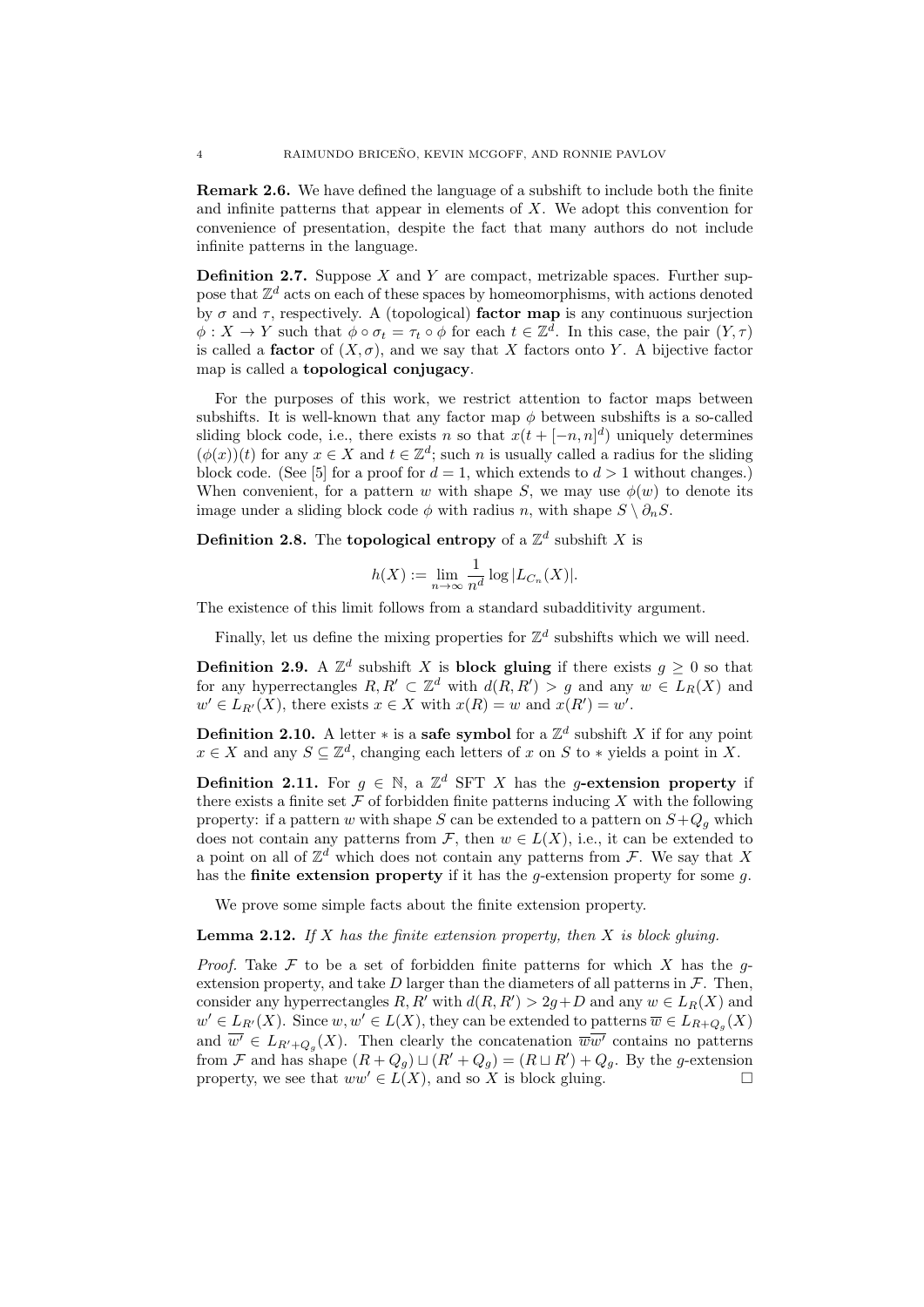**Remark 2.6.** We have defined the language of a subshift to include both the finite and infinite patterns that appear in elements of $X$. We adopt this convention for convenience of presentation, despite the fact that many authors do not include infinite patterns in the language.

**Definition 2.7.** Suppose $X$ and $Y$ are compact, metrizable spaces. Further suppose that $\mathbb{Z}^d$ acts on each of these spaces by homeomorphisms, with actions denoted by $\sigma$ and $\tau$, respectively. A (topological) **factor map** is any continuous surjection $\phi : X \to Y$ such that $\phi \circ \sigma_t = \tau_t \circ \phi$ for each $t \in \mathbb{Z}^d$. In this case, the pair $(Y, \tau)$ is called a **factor** of $(X, \sigma)$, and we say that $X$ factors onto $Y$. A bijective factor map is called a **topological conjugacy**.

For the purposes of this work, we restrict attention to factor maps between subshifts. It is well-known that any factor map $\phi$ between subshifts is a so-called sliding block code, i.e., there exists $n$ so that $x(t + [-n, n]^d)$ uniquely determines $(\phi(x))(t)$ for any $x \in X$ and $t \in \mathbb{Z}^d$; such $n$ is usually called a radius for the sliding block code. (See [5] for a proof for $d = 1$, which extends to $d > 1$ without changes.) When convenient, for a pattern $w$ with shape $S$, we may use $\phi(w)$ to denote its image under a sliding block code $\phi$ with radius $n$, with shape $S \setminus \partial_n S$.

**Definition 2.8.** The **topological entropy** of a $\mathbb{Z}^d$ subshift $X$ is

$$h(X) := \lim_{n\to\infty} \frac{1}{n^d} \log |L_{C_n}(X)|.$$

The existence of this limit follows from a standard subadditivity argument.

Finally, let us define the mixing properties for $\mathbb{Z}^d$ subshifts which we will need.

**Definition 2.9.** A $\mathbb{Z}^d$ subshift $X$ is **block gluing** if there exists $g \geq 0$ so that for any hyperrectangles $R, R' \subset \mathbb{Z}^d$ with $d(R, R') > g$ and any $w \in L_R(X)$ and $w' \in L_{R'}(X)$, there exists $x \in X$ with $x(R) = w$ and $x(R') = w'$.

**Definition 2.10.** A letter $*$ is a **safe symbol** for a $\mathbb{Z}^d$ subshift $X$ if for any point $x \in X$ and any $S \subseteq \mathbb{Z}^d$, changing each letters of $x$ on $S$ to $*$ yields a point in $X$.

**Definition 2.11.** For $g \in \mathbb{N}$, a $\mathbb{Z}^d$ SFT $X$ has the **$g$-extension property** if there exists a finite set $\mathcal{F}$ of forbidden finite patterns inducing $X$ with the following property: if a pattern $w$ with shape $S$ can be extended to a pattern on $S + Q_g$ which does not contain any patterns from $\mathcal{F}$, then $w \in L(X)$, i.e., it can be extended to a point on all of $\mathbb{Z}^d$ which does not contain any patterns from $\mathcal{F}$. We say that $X$ has the **finite extension property** if it has the $g$-extension property for some $g$.

We prove some simple facts about the finite extension property.

**Lemma 2.12.** *If $X$ has the finite extension property, then $X$ is block gluing.*

*Proof.* Take $\mathcal{F}$ to be a set of forbidden finite patterns for which $X$ has the $g$-extension property, and take $D$ larger than the diameters of all patterns in $\mathcal{F}$. Then, consider any hyperrectangles $R, R'$ with $d(R, R') > 2g + D$ and any $w \in L_R(X)$ and $w' \in L_{R'}(X)$. Since $w, w' \in L(X)$, they can be extended to patterns $\overline{w} \in L_{R+Q_g}(X)$ and $\overline{w'} \in L_{R'+Q_g}(X)$. Then clearly the concatenation $\overline{w}\overline{w'}$ contains no patterns from $\mathcal{F}$ and has shape $(R + Q_g) \sqcup (R' + Q_g) = (R \sqcup R') + Q_g$. By the $g$-extension property, we see that $ww' \in L(X)$, and so $X$ is block gluing. $\square$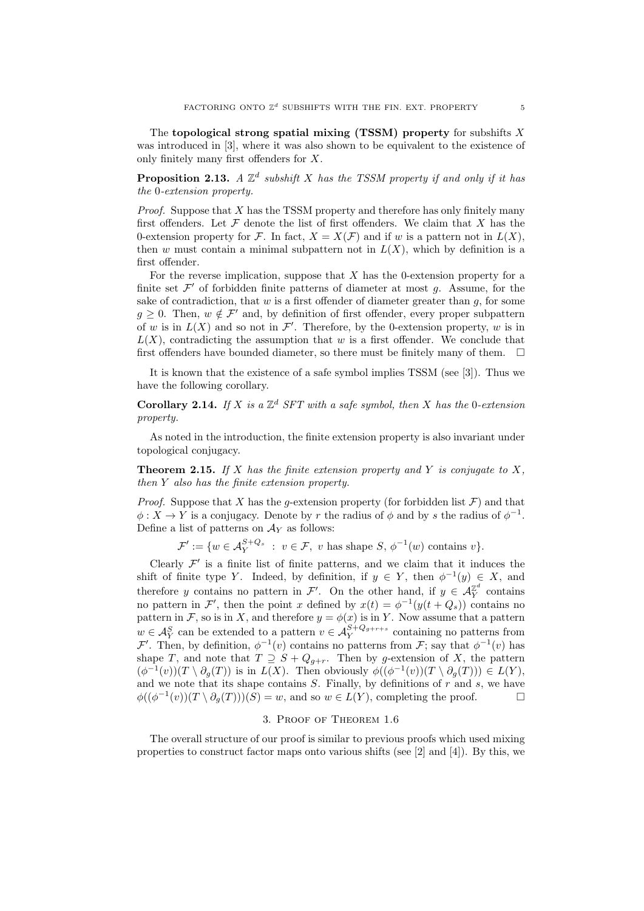The **topological strong spatial mixing (TSSM) property** for subshifts $X$ was introduced in [3], where it was also shown to be equivalent to the existence of only finitely many first offenders for $X$.

**Proposition 2.13.** *A $\mathbb{Z}^d$ subshift $X$ has the TSSM property if and only if it has the* 0*-extension property.*

*Proof.* Suppose that $X$ has the TSSM property and therefore has only finitely many first offenders. Let $\mathcal{F}$ denote the list of first offenders. We claim that $X$ has the 0-extension property for $\mathcal{F}$. In fact, $X = X(\mathcal{F})$ and if $w$ is a pattern not in $L(X)$, then $w$ must contain a minimal subpattern not in $L(X)$, which by definition is a first offender.

For the reverse implication, suppose that $X$ has the 0-extension property for a finite set $\mathcal{F}'$ of forbidden finite patterns of diameter at most $g$. Assume, for the sake of contradiction, that $w$ is a first offender of diameter greater than $g$, for some $g \geq 0$. Then, $w \notin \mathcal{F}'$ and, by definition of first offender, every proper subpattern of $w$ is in $L(X)$ and so not in $\mathcal{F}'$. Therefore, by the 0-extension property, $w$ is in $L(X)$, contradicting the assumption that $w$ is a first offender. We conclude that first offenders have bounded diameter, so there must be finitely many of them. $\square$

It is known that the existence of a safe symbol implies TSSM (see [3]). Thus we have the following corollary.

**Corollary 2.14.** *If $X$ is a $\mathbb{Z}^d$ SFT with a safe symbol, then $X$ has the* 0*-extension property.*

As noted in the introduction, the finite extension property is also invariant under topological conjugacy.

**Theorem 2.15.** *If $X$ has the finite extension property and $Y$ is conjugate to $X$, then $Y$ also has the finite extension property.*

*Proof.* Suppose that $X$ has the $g$-extension property (for forbidden list $\mathcal{F}$) and that $\phi : X \to Y$ is a conjugacy. Denote by $r$ the radius of $\phi$ and by $s$ the radius of $\phi^{-1}$. Define a list of patterns on $\mathcal{A}_Y$ as follows:

$$\mathcal{F}' := \{w \in \mathcal{A}_Y^{S+Q_s} \ : \ v \in \mathcal{F}, \ v \text{ has shape } S, \ \phi^{-1}(w) \text{ contains } v\}.$$

Clearly $\mathcal{F}'$ is a finite list of finite patterns, and we claim that it induces the shift of finite type $Y$. Indeed, by definition, if $y \in Y$, then $\phi^{-1}(y) \in X$, and therefore $y$ contains no pattern in $\mathcal{F}'$. On the other hand, if $y \in \mathcal{A}_Y^{\mathbb{Z}^d}$ contains no pattern in $\mathcal{F}'$, then the point $x$ defined by $x(t) = \phi^{-1}(y(t+Q_s))$ contains no pattern in $\mathcal{F}$, so is in $X$, and therefore $y = \phi(x)$ is in $Y$. Now assume that a pattern $w \in \mathcal{A}_Y^S$ can be extended to a pattern $v \in \mathcal{A}_Y^{S+Q_{g+r+s}}$ containing no patterns from $\mathcal{F}'$. Then, by definition, $\phi^{-1}(v)$ contains no patterns from $\mathcal{F}$; say that $\phi^{-1}(v)$ has shape $T$, and note that $T \supseteq S + Q_{g+r}$. Then by $g$-extension of $X$, the pattern $(\phi^{-1}(v))(T \setminus \partial_g(T))$ is in $L(X)$. Then obviously $\phi((\phi^{-1}(v))(T \setminus \partial_g(T))) \in L(Y)$, and we note that its shape contains $S$. Finally, by definitions of $r$ and $s$, we have $\phi((\phi^{-1}(v))(T \setminus \partial_g(T)))(S) = w$, and so $w \in L(Y)$, completing the proof. $\square$

## 3. Proof of Theorem 1.6

The overall structure of our proof is similar to previous proofs which used mixing properties to construct factor maps onto various shifts (see [2] and [4]). By this, we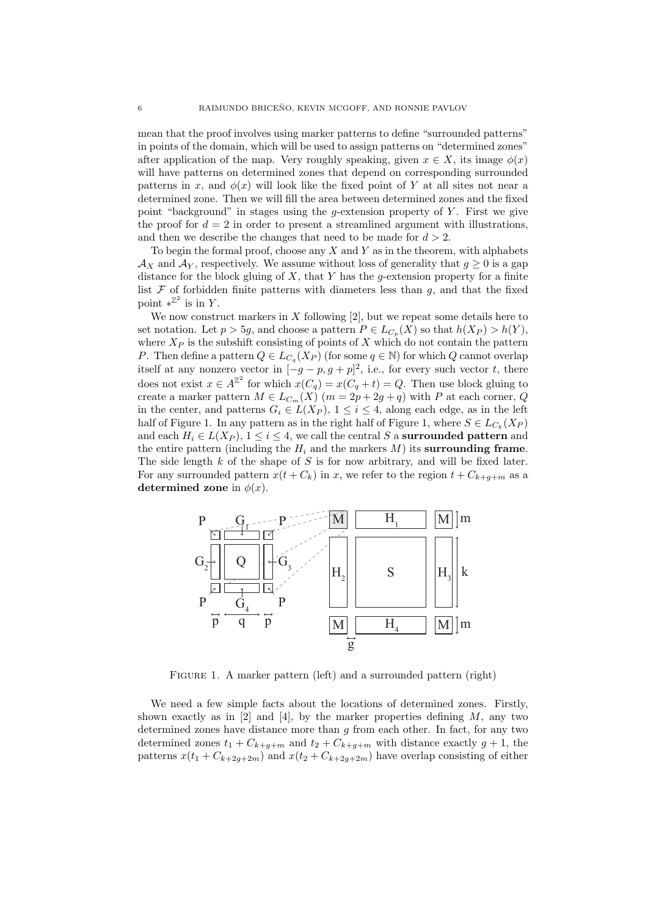mean that the proof involves using marker patterns to define "surrounded patterns" in points of the domain, which will be used to assign patterns on "determined zones" after application of the map. Very roughly speaking, given $x \in X$, its image $\phi(x)$ will have patterns on determined zones that depend on corresponding surrounded patterns in $x$, and $\phi(x)$ will look like the fixed point of $Y$ at all sites not near a determined zone. Then we will fill the area between determined zones and the fixed point "background" in stages using the $g$-extension property of $Y$. First we give the proof for $d = 2$ in order to present a streamlined argument with illustrations, and then we describe the changes that need to be made for $d > 2$.

To begin the formal proof, choose any $X$ and $Y$ as in the theorem, with alphabets $\mathcal{A}_X$ and $\mathcal{A}_Y$, respectively. We assume without loss of generality that $g \geq 0$ is a gap distance for the block gluing of $X$, that $Y$ has the $g$-extension property for a finite list $\mathcal{F}$ of forbidden finite patterns with diameters less than $g$, and that the fixed point $*^{\mathbb{Z}^2}$ is in $Y$.

We now construct markers in $X$ following [2], but we repeat some details here to set notation. Let $p > 5g$, and choose a pattern $P \in L_{C_p}(X)$ so that $h(X_P) > h(Y)$, where $X_P$ is the subshift consisting of points of $X$ which do not contain the pattern $P$. Then define a pattern $Q \in L_{C_q}(X_P)$ (for some $q \in \mathbb{N}$) for which $Q$ cannot overlap itself at any nonzero vector in $[-g-p, g+p]^2$, i.e., for every such vector $t$, there does not exist $x \in A^{\mathbb{Z}^2}$ for which $x(C_q) = x(C_q + t) = Q$. Then use block gluing to create a marker pattern $M \in L_{C_m}(X)$ ($m = 2p + 2g + q$) with $P$ at each corner, $Q$ in the center, and patterns $G_i \in L(X_P)$, $1 \leq i \leq 4$, along each edge, as in the left half of Figure 1. In any pattern as in the right half of Figure 1, where $S \in L_{C_k}(X_P)$ and each $H_i \in L(X_P)$, $1 \leq i \leq 4$, we call the central $S$ a **surrounded pattern** and the entire pattern (including the $H_i$ and the markers $M$) its **surrounding frame**. The side length $k$ of the shape of $S$ is for now arbitrary, and will be fixed later. For any surrounded pattern $x(t + C_k)$ in $x$, we refer to the region $t + C_{k+g+m}$ as a **determined zone** in $\phi(x)$.

Figure 1. A marker pattern (left) and a surrounded pattern (right)

We need a few simple facts about the locations of determined zones. Firstly, shown exactly as in [2] and [4], by the marker properties defining $M$, any two determined zones have distance more than $g$ from each other. In fact, for any two determined zones $t_1 + C_{k+g+m}$ and $t_2 + C_{k+g+m}$ with distance exactly $g + 1$, the patterns $x(t_1 + C_{k+2g+2m})$ and $x(t_2 + C_{k+2g+2m})$ have overlap consisting of either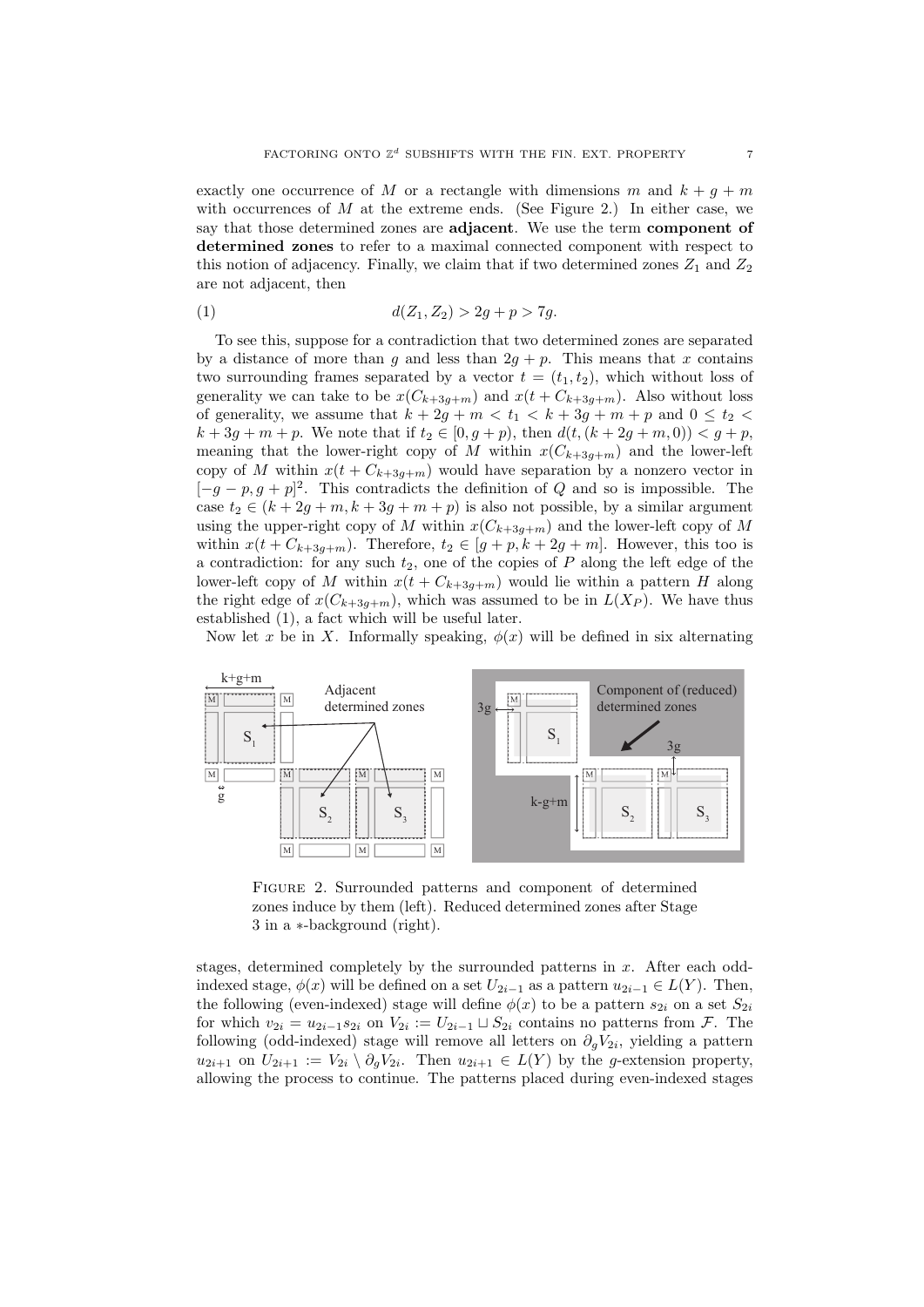exactly one occurrence of $M$ or a rectangle with dimensions $m$ and $k + g + m$ with occurrences of $M$ at the extreme ends. (See Figure 2.) In either case, we say that those determined zones are **adjacent**. We use the term **component of determined zones** to refer to a maximal connected component with respect to this notion of adjacency. Finally, we claim that if two determined zones $Z_1$ and $Z_2$ are not adjacent, then

$$d(Z_1, Z_2) > 2g + p > 7g. \tag{1}$$

To see this, suppose for a contradiction that two determined zones are separated by a distance of more than $g$ and less than $2g + p$. This means that $x$ contains two surrounding frames separated by a vector $t = (t_1, t_2)$, which without loss of generality we can take to be $x(C_{k+3g+m})$ and $x(t + C_{k+3g+m})$. Also without loss of generality, we assume that $k + 2g + m < t_1 < k + 3g + m + p$ and $0 \leq t_2 < k + 3g + m + p$. We note that if $t_2 \in [0, g + p)$, then $d(t, (k + 2g + m, 0)) < g + p$, meaning that the lower-right copy of $M$ within $x(C_{k+3g+m})$ and the lower-left copy of $M$ within $x(t + C_{k+3g+m})$ would have separation by a nonzero vector in $[-g - p, g + p]^2$. This contradicts the definition of $Q$ and so is impossible. The case $t_2 \in (k + 2g + m, k + 3g + m + p)$ is also not possible, by a similar argument using the upper-right copy of $M$ within $x(C_{k+3g+m})$ and the lower-left copy of $M$ within $x(t + C_{k+3g+m})$. Therefore, $t_2 \in [g + p, k + 2g + m]$. However, this too is a contradiction: for any such $t_2$, one of the copies of $P$ along the left edge of the lower-left copy of $M$ within $x(t + C_{k+3g+m})$ would lie within a pattern $H$ along the right edge of $x(C_{k+3g+m})$, which was assumed to be in $L(X_P)$. We have thus established (1), a fact which will be useful later.

Now let $x$ be in $X$. Informally speaking, $\phi(x)$ will be defined in six alternating

FIGURE 2. Surrounded patterns and component of determined zones induce by them (left). Reduced determined zones after Stage 3 in a $*$-background (right).

stages, determined completely by the surrounded patterns in $x$. After each odd-indexed stage, $\phi(x)$ will be defined on a set $U_{2i-1}$ as a pattern $u_{2i-1} \in L(Y)$. Then, the following (even-indexed) stage will define $\phi(x)$ to be a pattern $s_{2i}$ on a set $S_{2i}$ for which $v_{2i} = u_{2i-1}s_{2i}$ on $V_{2i} := U_{2i-1} \sqcup S_{2i}$ contains no patterns from $\mathcal{F}$. The following (odd-indexed) stage will remove all letters on $\partial_g V_{2i}$, yielding a pattern $u_{2i+1}$ on $U_{2i+1} := V_{2i} \setminus \partial_g V_{2i}$. Then $u_{2i+1} \in L(Y)$ by the $g$-extension property, allowing the process to continue. The patterns placed during even-indexed stages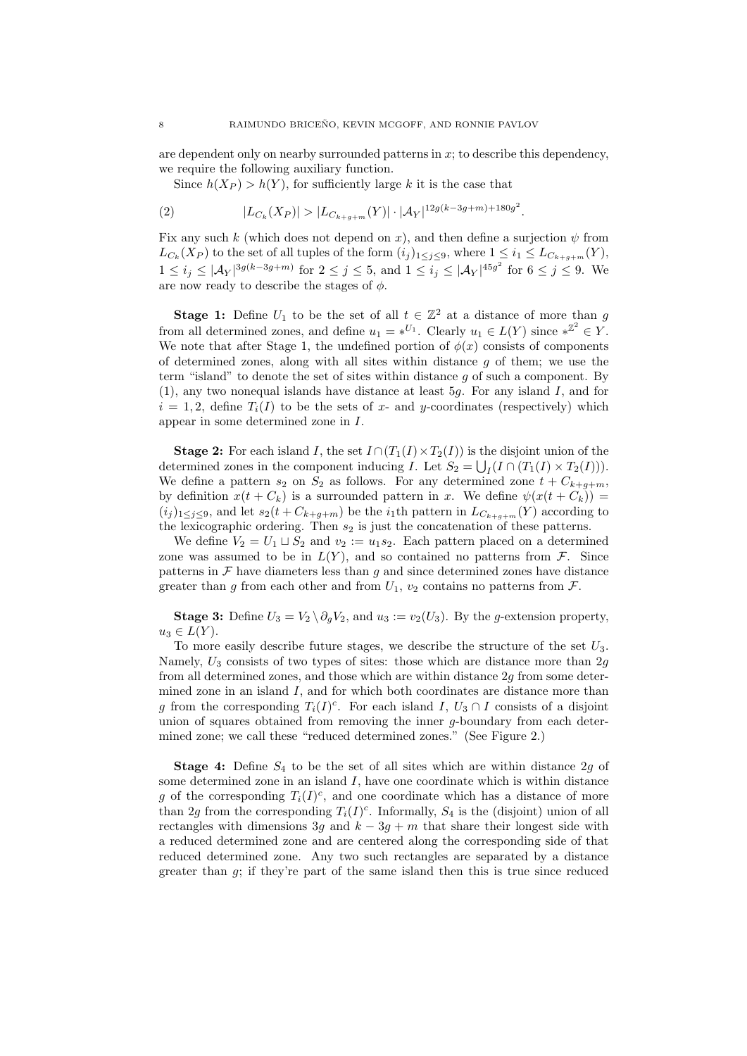are dependent only on nearby surrounded patterns in $x$; to describe this dependency, we require the following auxiliary function.

Since $h(X_P) > h(Y)$, for sufficiently large $k$ it is the case that

$$|L_{C_k}(X_P)| > |L_{C_{k+g+m}}(Y)| \cdot |\mathcal{A}_Y|^{12g(k-3g+m)+180g^2}. \tag{2}$$

Fix any such $k$ (which does not depend on $x$), and then define a surjection $\psi$ from $L_{C_k}(X_P)$ to the set of all tuples of the form $(i_j)_{1 \leq j \leq 9}$, where $1 \leq i_1 \leq L_{C_{k+g+m}}(Y)$, $1 \leq i_j \leq |\mathcal{A}_Y|^{3g(k-3g+m)}$ for $2 \leq j \leq 5$, and $1 \leq i_j \leq |\mathcal{A}_Y|^{45g^2}$ for $6 \leq j \leq 9$. We are now ready to describe the stages of $\phi$.

**Stage 1:** Define $U_1$ to be the set of all $t \in \mathbb{Z}^2$ at a distance of more than $g$ from all determined zones, and define $u_1 = *^{U_1}$. Clearly $u_1 \in L(Y)$ since $*^{\mathbb{Z}^2} \in Y$. We note that after Stage 1, the undefined portion of $\phi(x)$ consists of components of determined zones, along with all sites within distance $g$ of them; we use the term "island" to denote the set of sites within distance $g$ of such a component. By (1), any two nonequal islands have distance at least $5g$. For any island $I$, and for $i = 1, 2$, define $T_i(I)$ to be the sets of $x$- and $y$-coordinates (respectively) which appear in some determined zone in $I$.

**Stage 2:** For each island $I$, the set $I \cap (T_1(I) \times T_2(I))$ is the disjoint union of the determined zones in the component inducing $I$. Let $S_2 = \bigcup_I (I \cap (T_1(I) \times T_2(I)))$. We define a pattern $s_2$ on $S_2$ as follows. For any determined zone $t + C_{k+g+m}$, by definition $x(t + C_k)$ is a surrounded pattern in $x$. We define $\psi(x(t + C_k)) = (i_j)_{1 \leq j \leq 9}$, and let $s_2(t + C_{k+g+m})$ be the $i_1$th pattern in $L_{C_{k+g+m}}(Y)$ according to the lexicographic ordering. Then $s_2$ is just the concatenation of these patterns.

We define $V_2 = U_1 \sqcup S_2$ and $v_2 := u_1 s_2$. Each pattern placed on a determined zone was assumed to be in $L(Y)$, and so contained no patterns from $\mathcal{F}$. Since patterns in $\mathcal{F}$ have diameters less than $g$ and since determined zones have distance greater than $g$ from each other and from $U_1$, $v_2$ contains no patterns from $\mathcal{F}$.

**Stage 3:** Define $U_3 = V_2 \setminus \partial_g V_2$, and $u_3 := v_2(U_3)$. By the $g$-extension property, $u_3 \in L(Y)$.

To more easily describe future stages, we describe the structure of the set $U_3$. Namely, $U_3$ consists of two types of sites: those which are distance more than $2g$ from all determined zones, and those which are within distance $2g$ from some determined zone in an island $I$, and for which both coordinates are distance more than $g$ from the corresponding $T_i(I)^c$. For each island $I$, $U_3 \cap I$ consists of a disjoint union of squares obtained from removing the inner $g$-boundary from each determined zone; we call these "reduced determined zones." (See Figure 2.)

**Stage 4:** Define $S_4$ to be the set of all sites which are within distance $2g$ of some determined zone in an island $I$, have one coordinate which is within distance $g$ of the corresponding $T_i(I)^c$, and one coordinate which has a distance of more than $2g$ from the corresponding $T_i(I)^c$. Informally, $S_4$ is the (disjoint) union of all rectangles with dimensions $3g$ and $k - 3g + m$ that share their longest side with a reduced determined zone and are centered along the corresponding side of that reduced determined zone. Any two such rectangles are separated by a distance greater than $g$; if they're part of the same island then this is true since reduced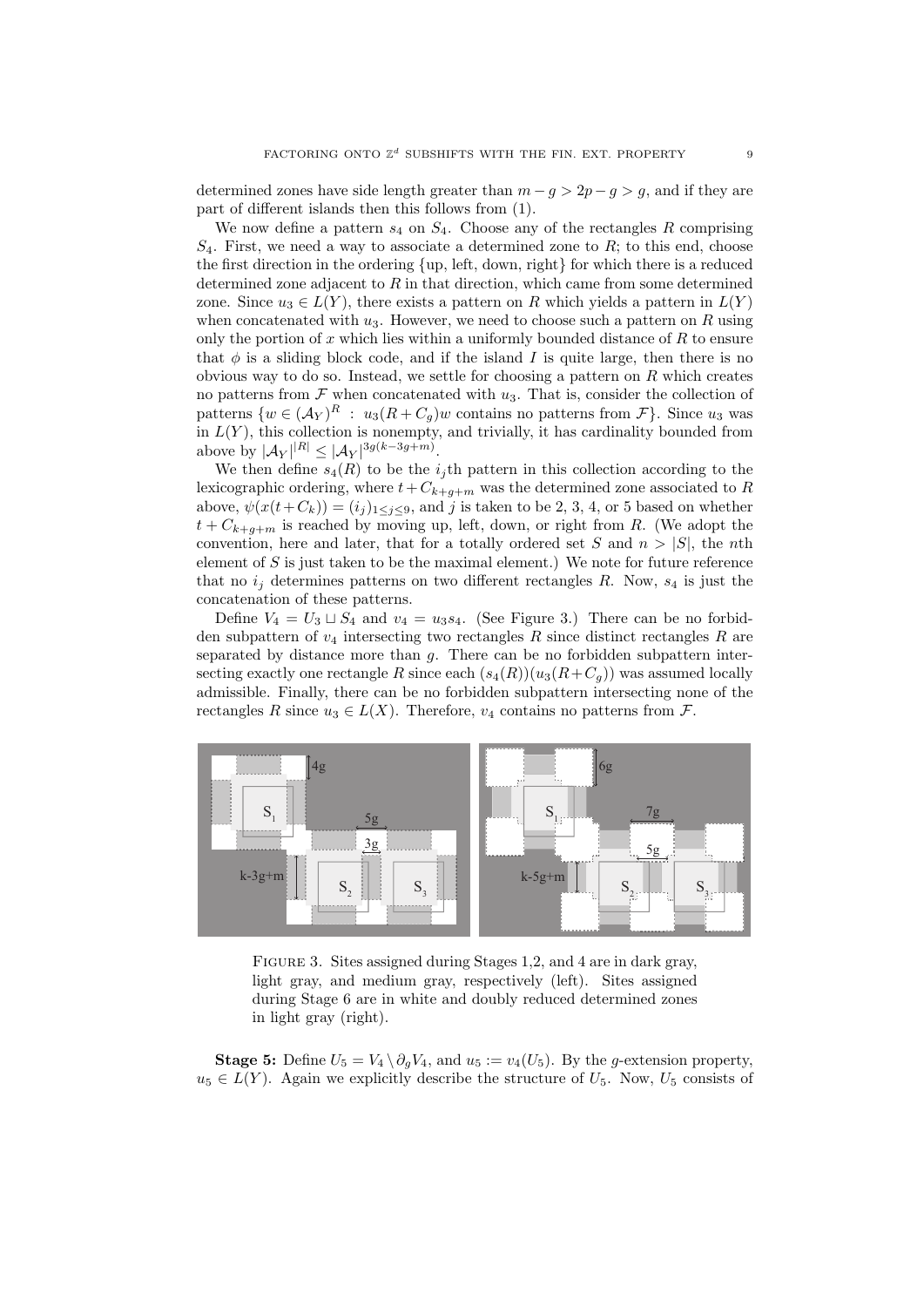determined zones have side length greater than $m - g > 2p - g > g$, and if they are part of different islands then this follows from (1).

We now define a pattern $s_4$ on $S_4$. Choose any of the rectangles $R$ comprising $S_4$. First, we need a way to associate a determined zone to $R$; to this end, choose the first direction in the ordering {up, left, down, right} for which there is a reduced determined zone adjacent to $R$ in that direction, which came from some determined zone. Since $u_3 \in L(Y)$, there exists a pattern on $R$ which yields a pattern in $L(Y)$ when concatenated with $u_3$. However, we need to choose such a pattern on $R$ using only the portion of $x$ which lies within a uniformly bounded distance of $R$ to ensure that $\phi$ is a sliding block code, and if the island $I$ is quite large, then there is no obvious way to do so. Instead, we settle for choosing a pattern on $R$ which creates no patterns from $\mathcal{F}$ when concatenated with $u_3$. That is, consider the collection of patterns $\{w \in (\mathcal{A}_Y)^R \ : \ u_3(R + C_g)w$ contains no patterns from $\mathcal{F}\}$. Since $u_3$ was in $L(Y)$, this collection is nonempty, and trivially, it has cardinality bounded from above by $|\mathcal{A}_Y|^{|R|} \leq |\mathcal{A}_Y|^{3g(k-3g+m)}$.

We then define $s_4(R)$ to be the $i_j$th pattern in this collection according to the lexicographic ordering, where $t + C_{k+g+m}$ was the determined zone associated to $R$ above, $\psi(x(t + C_k)) = (i_j)_{1 \leq j \leq 9}$, and $j$ is taken to be 2, 3, 4, or 5 based on whether $t + C_{k+g+m}$ is reached by moving up, left, down, or right from $R$. (We adopt the convention, here and later, that for a totally ordered set $S$ and $n > |S|$, the $n$th element of $S$ is just taken to be the maximal element.) We note for future reference that no $i_j$ determines patterns on two different rectangles $R$. Now, $s_4$ is just the concatenation of these patterns.

Define $V_4 = U_3 \sqcup S_4$ and $v_4 = u_3 s_4$. (See Figure 3.) There can be no forbidden subpattern of $v_4$ intersecting two rectangles $R$ since distinct rectangles $R$ are separated by distance more than $g$. There can be no forbidden subpattern intersecting exactly one rectangle $R$ since each $(s_4(R))(u_3(R + C_g))$ was assumed locally admissible. Finally, there can be no forbidden subpattern intersecting none of the rectangles $R$ since $u_3 \in L(X)$. Therefore, $v_4$ contains no patterns from $\mathcal{F}$.

FIGURE 3. Sites assigned during Stages 1,2, and 4 are in dark gray, light gray, and medium gray, respectively (left). Sites assigned during Stage 6 are in white and doubly reduced determined zones in light gray (right).

**Stage 5:** Define $U_5 = V_4 \setminus \partial_g V_4$, and $u_5 := v_4(U_5)$. By the $g$-extension property, $u_5 \in L(Y)$. Again we explicitly describe the structure of $U_5$. Now, $U_5$ consists of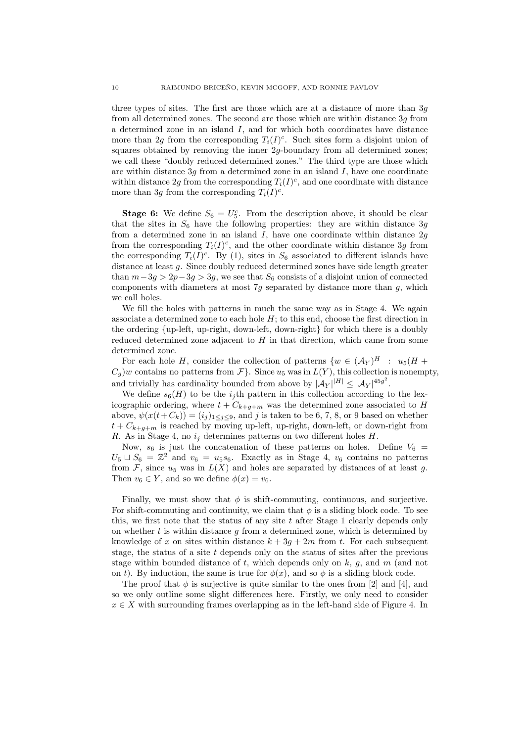three types of sites. The first are those which are at a distance of more than $3g$ from all determined zones. The second are those which are within distance $3g$ from a determined zone in an island $I$, and for which both coordinates have distance more than $2g$ from the corresponding $T_i(I)^c$. Such sites form a disjoint union of squares obtained by removing the inner $2g$-boundary from all determined zones; we call these "doubly reduced determined zones." The third type are those which are within distance $3g$ from a determined zone in an island $I$, have one coordinate within distance $2g$ from the corresponding $T_i(I)^c$, and one coordinate with distance more than $3g$ from the corresponding $T_i(I)^c$.

**Stage 6:** We define $S_6 = U_5^c$. From the description above, it should be clear that the sites in $S_6$ have the following properties: they are within distance $3g$ from a determined zone in an island $I$, have one coordinate within distance $2g$ from the corresponding $T_i(I)^c$, and the other coordinate within distance $3g$ from the corresponding $T_i(I)^c$. By (1), sites in $S_6$ associated to different islands have distance at least $g$. Since doubly reduced determined zones have side length greater than $m - 3g > 2p - 3g > 3g$, we see that $S_6$ consists of a disjoint union of connected components with diameters at most $7g$ separated by distance more than $g$, which we call holes.

We fill the holes with patterns in much the same way as in Stage 4. We again associate a determined zone to each hole $H$; to this end, choose the first direction in the ordering {up-left, up-right, down-left, down-right} for which there is a doubly reduced determined zone adjacent to $H$ in that direction, which came from some determined zone.

For each hole $H$, consider the collection of patterns $\{w \in (\mathcal{A}_Y)^H \ : \ u_5(H + C_g)w$ contains no patterns from $\mathcal{F}\}$. Since $u_5$ was in $L(Y)$, this collection is nonempty, and trivially has cardinality bounded from above by $|\mathcal{A}_Y|^{|H|} \leq |\mathcal{A}_Y|^{45g^2}$.

We define $s_6(H)$ to be the $i_j$th pattern in this collection according to the lexicographic ordering, where $t + C_{k+g+m}$ was the determined zone associated to $H$ above, $\psi(x(t+C_k)) = (i_j)_{1 \leq j \leq 9}$, and $j$ is taken to be 6, 7, 8, or 9 based on whether $t + C_{k+g+m}$ is reached by moving up-left, up-right, down-left, or down-right from $R$. As in Stage 4, no $i_j$ determines patterns on two different holes $H$.

Now, $s_6$ is just the concatenation of these patterns on holes. Define $V_6 = U_5 \sqcup S_6 = \mathbb{Z}^2$ and $v_6 = u_5 s_6$. Exactly as in Stage 4, $v_6$ contains no patterns from $\mathcal{F}$, since $u_5$ was in $L(X)$ and holes are separated by distances of at least $g$. Then $v_6 \in Y$, and so we define $\phi(x) = v_6$.

Finally, we must show that $\phi$ is shift-commuting, continuous, and surjective. For shift-commuting and continuity, we claim that $\phi$ is a sliding block code. To see this, we first note that the status of any site $t$ after Stage 1 clearly depends only on whether $t$ is within distance $g$ from a determined zone, which is determined by knowledge of $x$ on sites within distance $k + 3g + 2m$ from $t$. For each subsequent stage, the status of a site $t$ depends only on the status of sites after the previous stage within bounded distance of $t$, which depends only on $k$, $g$, and $m$ (and not on $t$). By induction, the same is true for $\phi(x)$, and so $\phi$ is a sliding block code.

The proof that $\phi$ is surjective is quite similar to the ones from [2] and [4], and so we only outline some slight differences here. Firstly, we only need to consider $x \in X$ with surrounding frames overlapping as in the left-hand side of Figure 4. In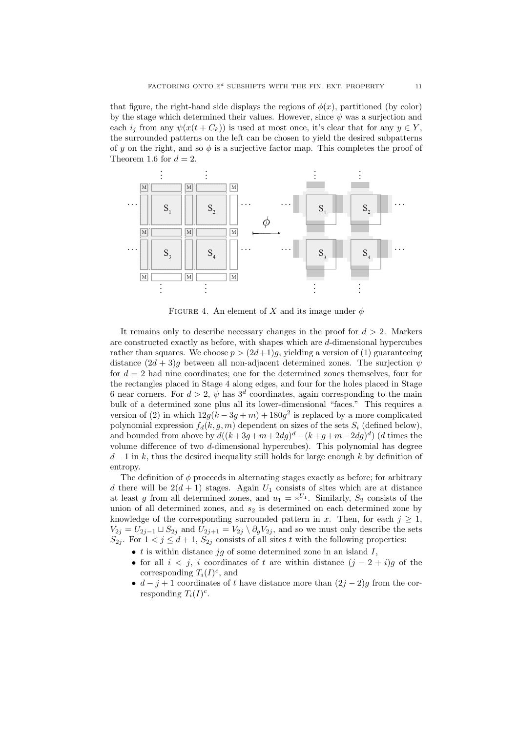that figure, the right-hand side displays the regions of $\phi(x)$, partitioned (by color) by the stage which determined their values. However, since $\psi$ was a surjection and each $i_j$ from any $\psi(x(t + C_k))$ is used at most once, it's clear that for any $y \in Y$, the surrounded patterns on the left can be chosen to yield the desired subpatterns of $y$ on the right, and so $\phi$ is a surjective factor map. This completes the proof of Theorem 1.6 for $d = 2$.

FIGURE 4. An element of $X$ and its image under $\phi$

It remains only to describe necessary changes in the proof for $d > 2$. Markers are constructed exactly as before, with shapes which are $d$-dimensional hypercubes rather than squares. We choose $p > (2d+1)g$, yielding a version of (1) guaranteeing distance $(2d + 3)g$ between all non-adjacent determined zones. The surjection $\psi$ for $d = 2$ had nine coordinates; one for the determined zones themselves, four for the rectangles placed in Stage 4 along edges, and four for the holes placed in Stage 6 near corners. For $d > 2$, $\psi$ has $3^d$ coordinates, again corresponding to the main bulk of a determined zone plus all its lower-dimensional "faces." This requires a version of (2) in which $12g(k - 3g + m) + 180g^2$ is replaced by a more complicated polynomial expression $f_d(k, g, m)$ dependent on sizes of the sets $S_i$ (defined below), and bounded from above by $d((k+3g+m+2dg)^d - (k+g+m-2dg)^d)$ ($d$ times the volume difference of two $d$-dimensional hypercubes). This polynomial has degree $d-1$ in $k$, thus the desired inequality still holds for large enough $k$ by definition of entropy.

The definition of $\phi$ proceeds in alternating stages exactly as before; for arbitrary $d$ there will be $2(d + 1)$ stages. Again $U_1$ consists of sites which are at distance at least $g$ from all determined zones, and $u_1 = *^{U_1}$. Similarly, $S_2$ consists of the union of all determined zones, and $s_2$ is determined on each determined zone by knowledge of the corresponding surrounded pattern in $x$. Then, for each $j \geq 1$, $V_{2j} = U_{2j-1} \sqcup S_{2j}$ and $U_{2j+1} = V_{2j} \setminus \partial_g V_{2j}$, and so we must only describe the sets $S_{2j}$. For $1 < j \leq d + 1$, $S_{2j}$ consists of all sites $t$ with the following properties:

- $t$ is within distance $jg$ of some determined zone in an island $I$,
- for all $i < j$, $i$ coordinates of $t$ are within distance $(j - 2 + i)g$ of the corresponding $T_i(I)^c$, and
- $d - j + 1$ coordinates of $t$ have distance more than $(2j - 2)g$ from the corresponding $T_i(I)^c$.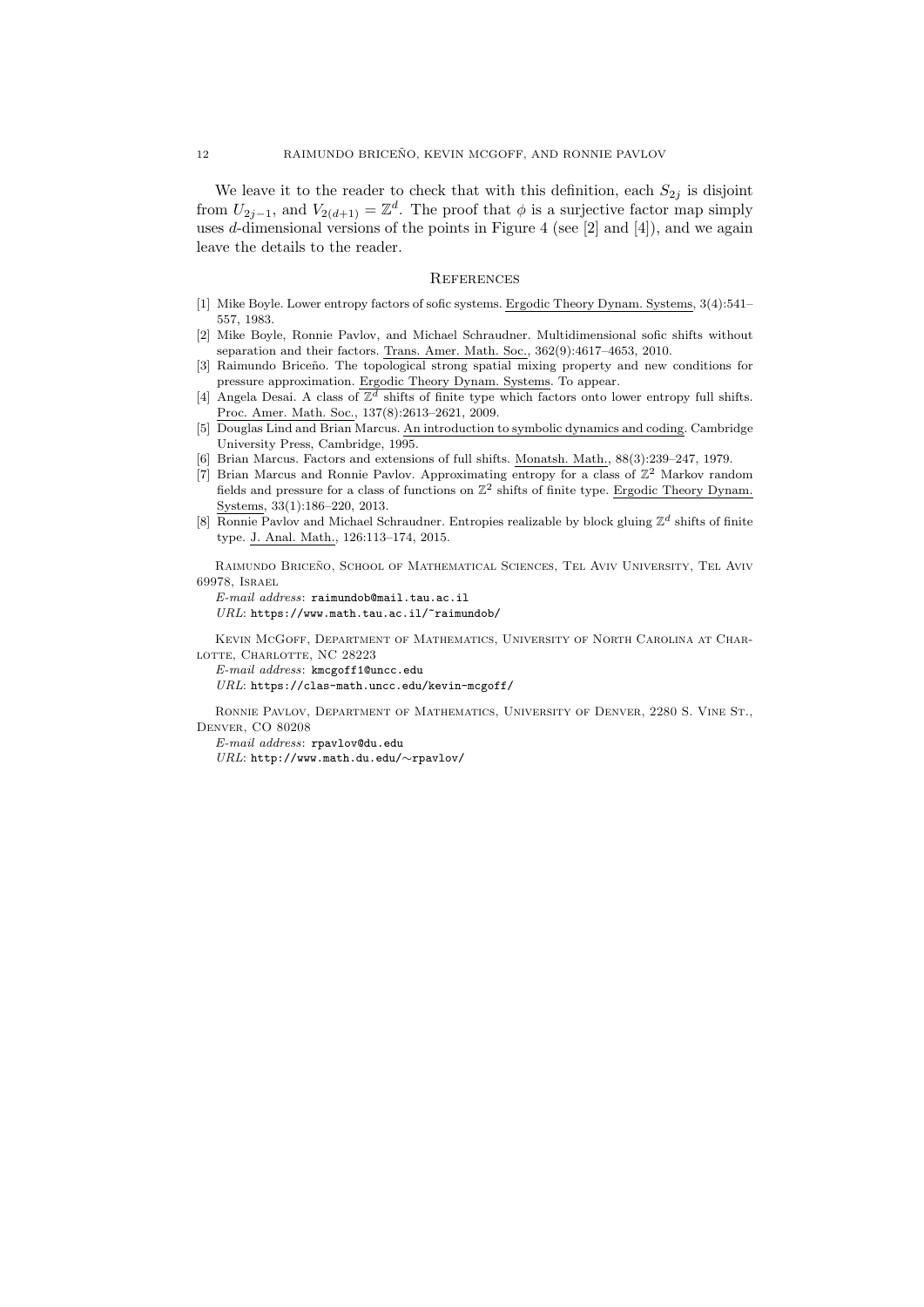We leave it to the reader to check that with this definition, each $S_{2j}$ is disjoint from $U_{2j-1}$, and $V_{2(d+1)} = \mathbb{Z}^d$. The proof that $\phi$ is a surjective factor map simply uses $d$-dimensional versions of the points in Figure 4 (see [2] and [4]), and we again leave the details to the reader.

## References

[1] Mike Boyle. Lower entropy factors of sofic systems. Ergodic Theory Dynam. Systems, 3(4):541–557, 1983.

[2] Mike Boyle, Ronnie Pavlov, and Michael Schraudner. Multidimensional sofic shifts without separation and their factors. Trans. Amer. Math. Soc., 362(9):4617–4653, 2010.

[3] Raimundo Briceño. The topological strong spatial mixing property and new conditions for pressure approximation. Ergodic Theory Dynam. Systems. To appear.

[4] Angela Desai. A class of $\mathbb{Z}^d$ shifts of finite type which factors onto lower entropy full shifts. Proc. Amer. Math. Soc., 137(8):2613–2621, 2009.

[5] Douglas Lind and Brian Marcus. An introduction to symbolic dynamics and coding. Cambridge University Press, Cambridge, 1995.

[6] Brian Marcus. Factors and extensions of full shifts. Monatsh. Math., 88(3):239–247, 1979.

[7] Brian Marcus and Ronnie Pavlov. Approximating entropy for a class of $\mathbb{Z}^2$ Markov random fields and pressure for a class of functions on $\mathbb{Z}^2$ shifts of finite type. Ergodic Theory Dynam. Systems, 33(1):186–220, 2013.

[8] Ronnie Pavlov and Michael Schraudner. Entropies realizable by block gluing $\mathbb{Z}^d$ shifts of finite type. J. Anal. Math., 126:113–174, 2015.

Raimundo Briceño, School of Mathematical Sciences, Tel Aviv University, Tel Aviv 69978, Israel

*E-mail address*: raimundob@mail.tau.ac.il

*URL*: https://www.math.tau.ac.il/~raimundob/

Kevin McGoff, Department of Mathematics, University of North Carolina at Charlotte, Charlotte, NC 28223

*E-mail address*: kmcgoff1@uncc.edu

*URL*: https://clas-math.uncc.edu/kevin-mcgoff/

Ronnie Pavlov, Department of Mathematics, University of Denver, 2280 S. Vine St., Denver, CO 80208

*E-mail address*: rpavlov@du.edu

*URL*: http://www.math.du.edu/∼rpavlov/